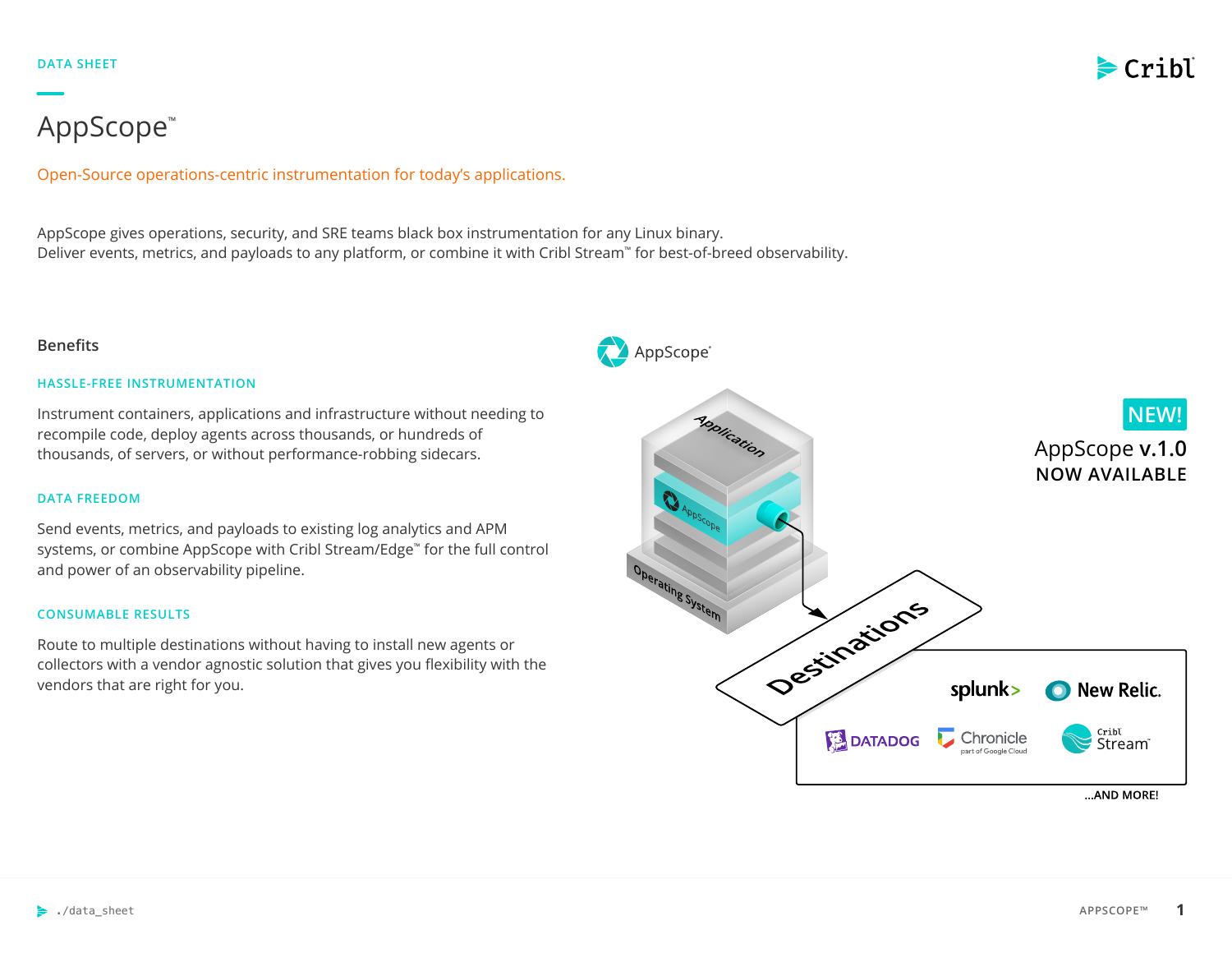DATA SHEET

# AppScope™

Open-Source operations-centric instrumentation for today's applications.

AppScope gives operations, security, and SRE teams black box instrumentation for any Linux binary.
Deliver events, metrics, and payloads to any platform, or combine it with Cribl Stream™ for best-of-breed observability.

## Benefits

### HASSLE-FREE INSTRUMENTATION

Instrument containers, applications and infrastructure without needing to recompile code, deploy agents across thousands, or hundreds of thousands, of servers, or without performance-robbing sidecars.

### DATA FREEDOM

Send events, metrics, and payloads to existing log analytics and APM systems, or combine AppScope with Cribl Stream/Edge™ for the full control and power of an observability pipeline.

### CONSUMABLE RESULTS

Route to multiple destinations without having to install new agents or collectors with a vendor agnostic solution that gives you flexibility with the vendors that are right for you.

NEW!

AppScope **v.1.0**
NOW AVAILABLE

AppScope

Application

AppScope

Operating System

Destinations

splunk> | New Relic. | DATADOG | Chronicle part of Google Cloud | Cribl Stream™

...AND MORE!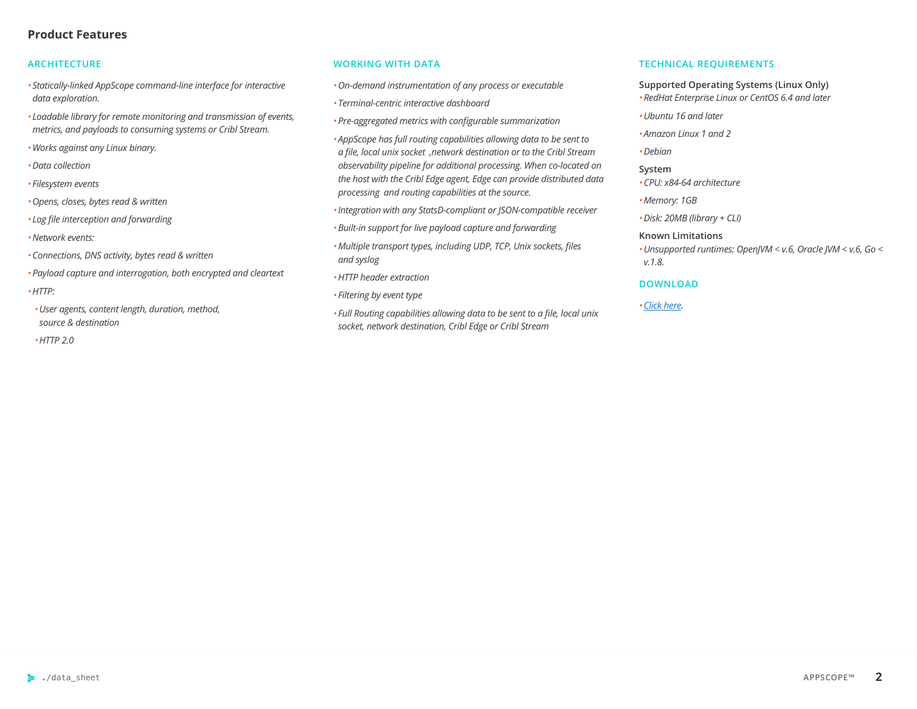## Product Features

### ARCHITECTURE

- *Statically-linked AppScope command-line interface for interactive data exploration.*
- *Loadable library for remote monitoring and transmission of events, metrics, and payloads to consuming systems or Cribl Stream.*
- *Works against any Linux binary.*
- *Data collection*
- *Filesystem events*
- *Opens, closes, bytes read & written*
- *Log file interception and forwarding*
- *Network events:*
- *Connections, DNS activity, bytes read & written*
- *Payload capture and interrogation, both encrypted and cleartext*
- *HTTP:*
  - *User agents, content length, duration, method, source & destination*
  - *HTTP 2.0*

### WORKING WITH DATA

- *On-demand instrumentation of any process or executable*
- *Terminal-centric interactive dashboard*
- *Pre-aggregated metrics with configurable summarization*
- *AppScope has full routing capabilities allowing data to be sent to a file, local unix socket ,network destination or to the Cribl Stream observability pipeline for additional processing. When co-located on the host with the Cribl Edge agent, Edge can provide distributed data processing and routing capabilities at the source.*
- *Integration with any StatsD-compliant or JSON-compatible receiver*
- *Built-in support for live payload capture and forwarding*
- *Multiple transport types, including UDP, TCP, Unix sockets, files and syslog*
- *HTTP header extraction*
- *Filtering by event type*
- *Full Routing capabilities allowing data to be sent to a file, local unix socket, network destination, Cribl Edge or Cribl Stream*

### TECHNICAL REQUIREMENTS

**Supported Operating Systems (Linux Only)**

- *RedHat Enterprise Linux or CentOS 6.4 and later*
- *Ubuntu 16 and later*
- *Amazon Linux 1 and 2*
- *Debian*

**System**

- *CPU: x84-64 architecture*
- *Memory: 1GB*
- *Disk: 20MB (library + CLI)*

**Known Limitations**

- *Unsupported runtimes: OpenJVM < v.6, Oracle JVM < v.6, Go < v.1.8.*

### DOWNLOAD

- *Click here.*